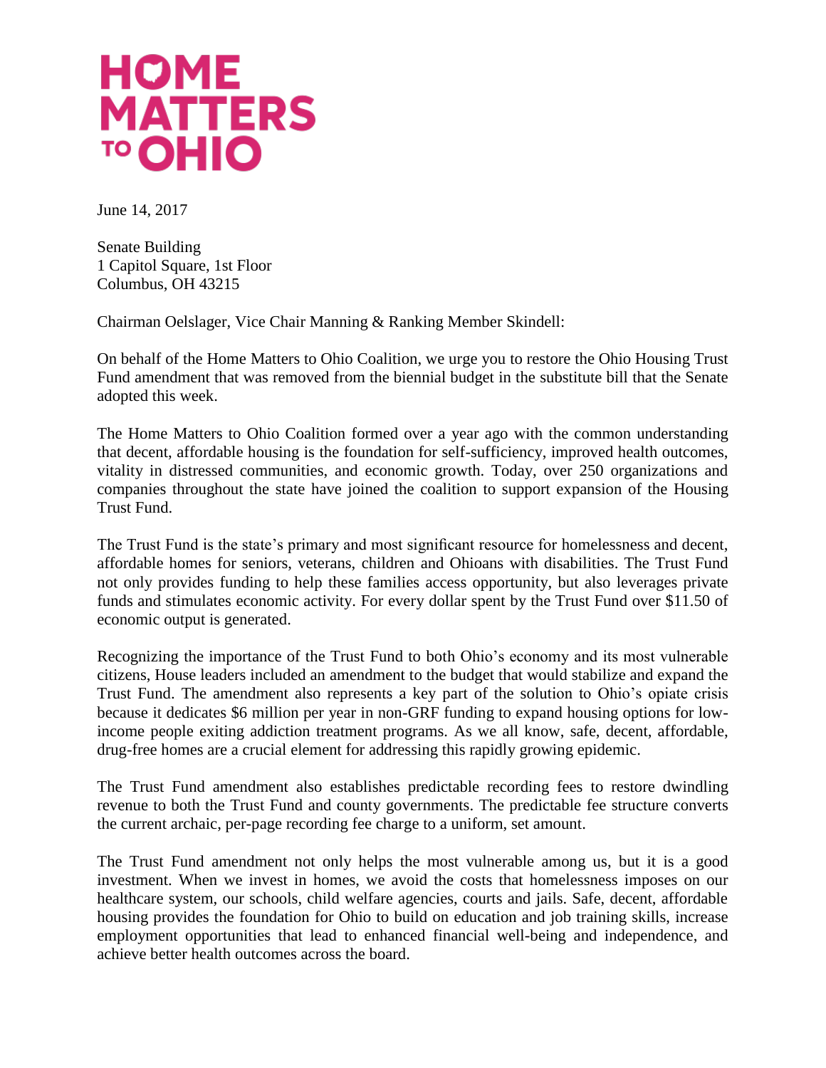# HOME MATTERS TO OHIO

June 14, 2017

Senate Building
1 Capitol Square, 1st Floor
Columbus, OH 43215

Chairman Oelslager, Vice Chair Manning & Ranking Member Skindell:

On behalf of the Home Matters to Ohio Coalition, we urge you to restore the Ohio Housing Trust Fund amendment that was removed from the biennial budget in the substitute bill that the Senate adopted this week.

The Home Matters to Ohio Coalition formed over a year ago with the common understanding that decent, affordable housing is the foundation for self-sufficiency, improved health outcomes, vitality in distressed communities, and economic growth. Today, over 250 organizations and companies throughout the state have joined the coalition to support expansion of the Housing Trust Fund.

The Trust Fund is the state's primary and most significant resource for homelessness and decent, affordable homes for seniors, veterans, children and Ohioans with disabilities. The Trust Fund not only provides funding to help these families access opportunity, but also leverages private funds and stimulates economic activity. For every dollar spent by the Trust Fund over $11.50 of economic output is generated.

Recognizing the importance of the Trust Fund to both Ohio's economy and its most vulnerable citizens, House leaders included an amendment to the budget that would stabilize and expand the Trust Fund. The amendment also represents a key part of the solution to Ohio's opiate crisis because it dedicates $6 million per year in non-GRF funding to expand housing options for low-income people exiting addiction treatment programs. As we all know, safe, decent, affordable, drug-free homes are a crucial element for addressing this rapidly growing epidemic.

The Trust Fund amendment also establishes predictable recording fees to restore dwindling revenue to both the Trust Fund and county governments. The predictable fee structure converts the current archaic, per-page recording fee charge to a uniform, set amount.

The Trust Fund amendment not only helps the most vulnerable among us, but it is a good investment. When we invest in homes, we avoid the costs that homelessness imposes on our healthcare system, our schools, child welfare agencies, courts and jails. Safe, decent, affordable housing provides the foundation for Ohio to build on education and job training skills, increase employment opportunities that lead to enhanced financial well-being and independence, and achieve better health outcomes across the board.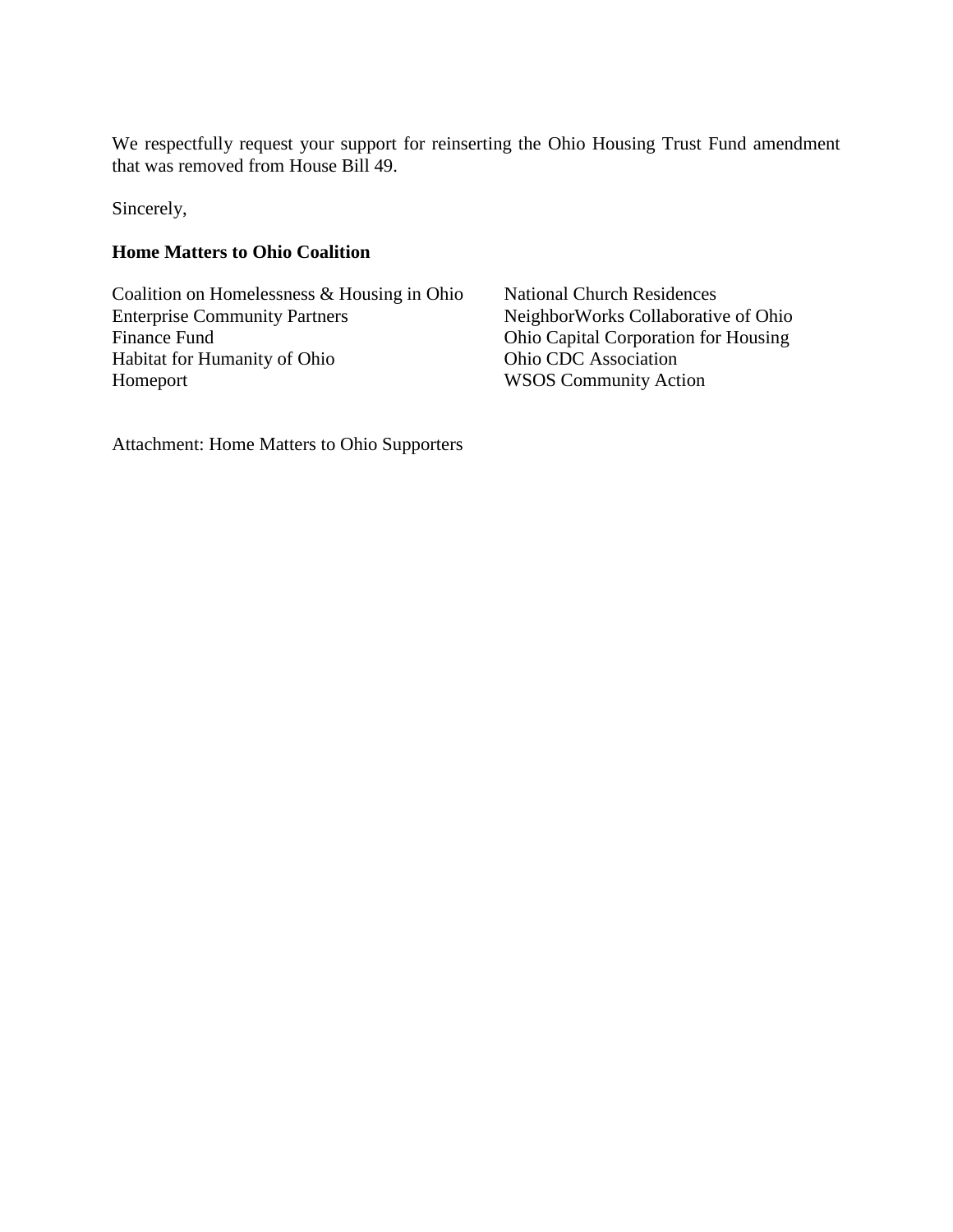We respectfully request your support for reinserting the Ohio Housing Trust Fund amendment that was removed from House Bill 49.

Sincerely,

**Home Matters to Ohio Coalition**

Coalition on Homelessness & Housing in Ohio
Enterprise Community Partners
Finance Fund
Habitat for Humanity of Ohio
Homeport
National Church Residences
NeighborWorks Collaborative of Ohio
Ohio Capital Corporation for Housing
Ohio CDC Association
WSOS Community Action

Attachment: Home Matters to Ohio Supporters